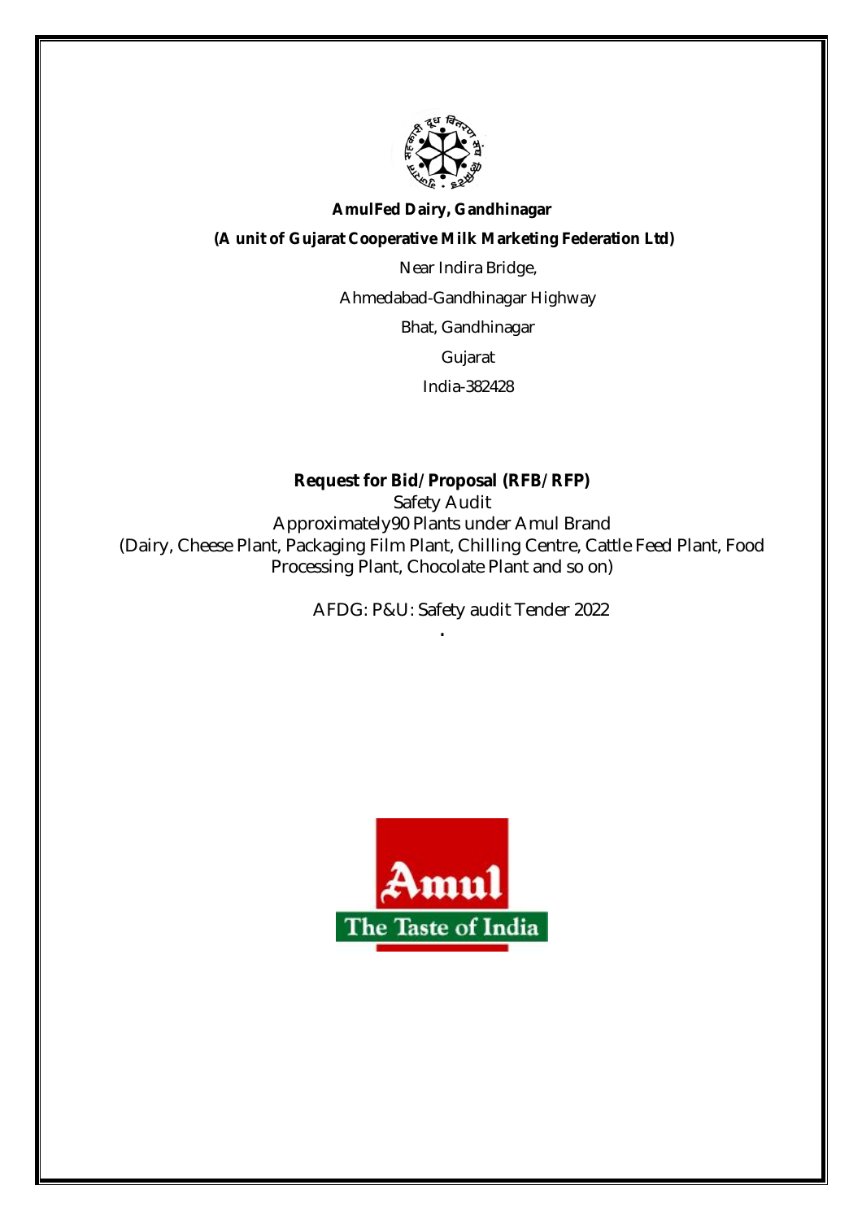**AmulFed Dairy, Gandhinagar**

**(A unit of Gujarat Cooperative Milk Marketing Federation Ltd)**

Near Indira Bridge,

Ahmedabad-Gandhinagar Highway

Bhat, Gandhinagar

Gujarat

India-382428

**Request for Bid/Proposal (RFB/RFP)**

Safety Audit

Approximately90 Plants under Amul Brand

(Dairy, Cheese Plant, Packaging Film Plant, Chilling Centre, Cattle Feed Plant, Food Processing Plant, Chocolate Plant and so on)

AFDG: P&U: Safety audit Tender 2022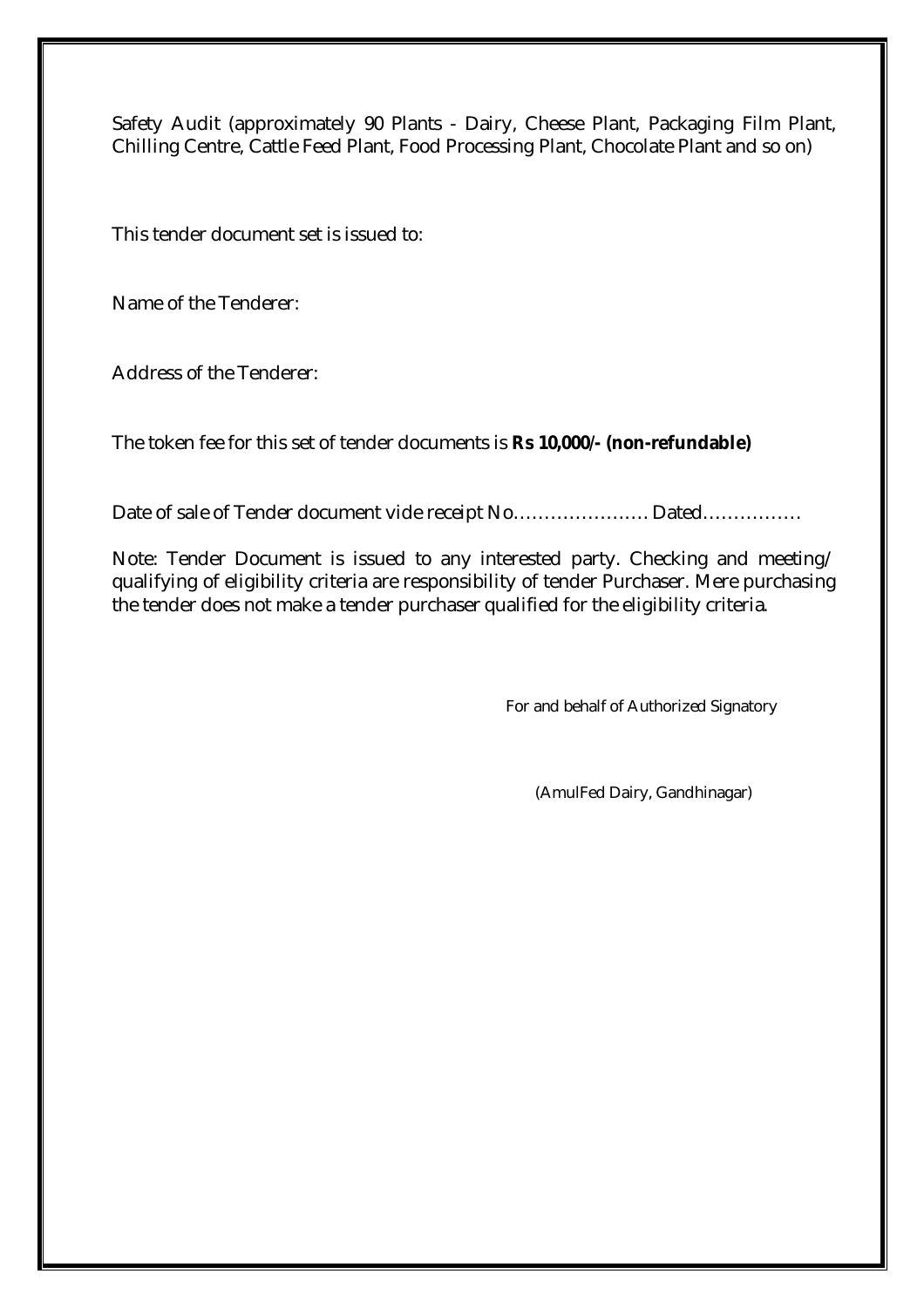Safety Audit (approximately 90 Plants - Dairy, Cheese Plant, Packaging Film Plant, Chilling Centre, Cattle Feed Plant, Food Processing Plant, Chocolate Plant and so on)

This tender document set is issued to:

Name of the Tenderer:

Address of the Tenderer:

The token fee for this set of tender documents is **Rs 10,000/- (non-refundable)**

Date of sale of Tender document vide receipt No………………… Dated…………….

Note: Tender Document is issued to any interested party. Checking and meeting/ qualifying of eligibility criteria are responsibility of tender Purchaser. Mere purchasing the tender does not make a tender purchaser qualified for the eligibility criteria.

For and behalf of Authorized Signatory

(AmulFed Dairy, Gandhinagar)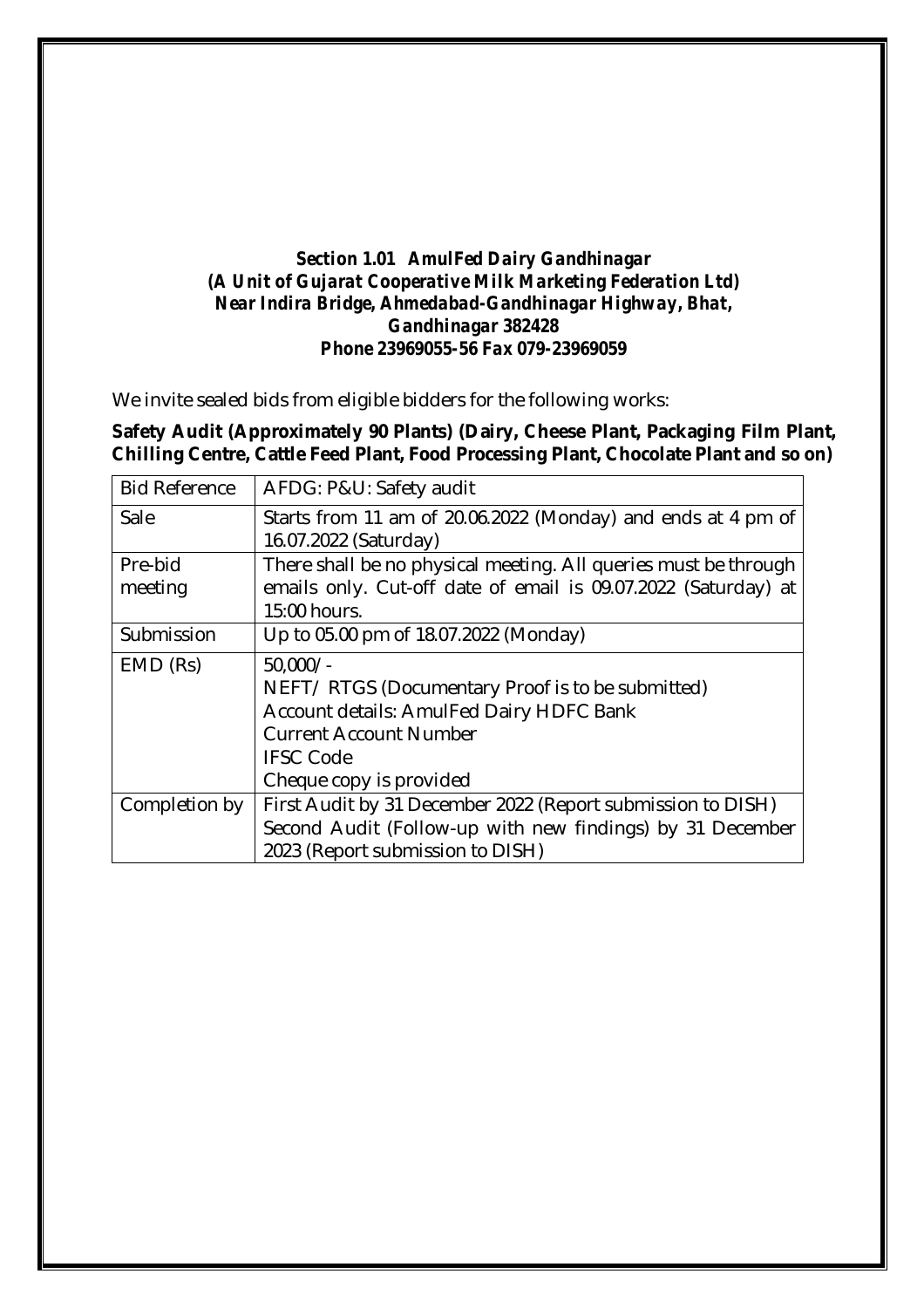### ***Section 1.01 AmulFed Dairy Gandhinagar***
### ***(A Unit of Gujarat Cooperative Milk Marketing Federation Ltd)***
### ***Near Indira Bridge, Ahmedabad-Gandhinagar Highway, Bhat, Gandhinagar 382428***
### ***Phone 23969055-56 Fax 079-23969059***

We invite sealed bids from eligible bidders for the following works:

**Safety Audit (Approximately 90 Plants) (Dairy, Cheese Plant, Packaging Film Plant, Chilling Centre, Cattle Feed Plant, Food Processing Plant, Chocolate Plant and so on)**

| | |
|---|---|
| Bid Reference | AFDG: P&U: Safety audit |
| Sale | Starts from 11 am of 20.06.2022 (Monday) and ends at 4 pm of 16.07.2022 (Saturday) |
| Pre-bid meeting | There shall be no physical meeting. All queries must be through emails only. Cut-off date of email is 09.07.2022 (Saturday) at 15:00 hours. |
| Submission | Up to 05.00 pm of 18.07.2022 (Monday) |
| EMD (Rs) | 50,000/-<br>NEFT/ RTGS (Documentary Proof is to be submitted)<br>Account details: AmulFed Dairy HDFC Bank<br>Current Account Number<br>IFSC Code<br>Cheque copy is provided |
| Completion by | First Audit by 31 December 2022 (Report submission to DISH)<br>Second Audit (Follow-up with new findings) by 31 December 2023 (Report submission to DISH) |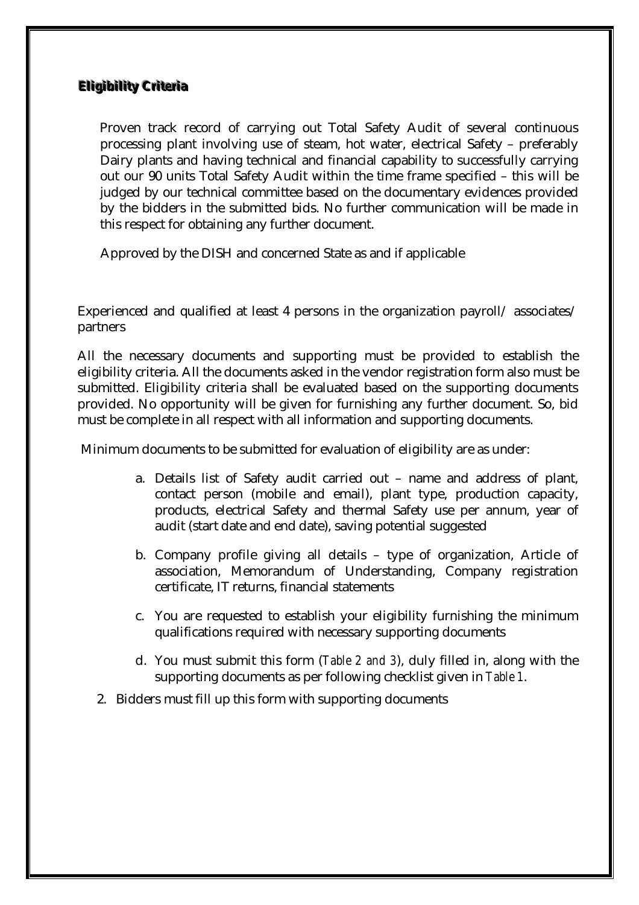## Eligibility Criteria

Proven track record of carrying out Total Safety Audit of several continuous processing plant involving use of steam, hot water, electrical Safety – preferably Dairy plants and having technical and financial capability to successfully carrying out our 90 units Total Safety Audit within the time frame specified – this will be judged by our technical committee based on the documentary evidences provided by the bidders in the submitted bids. No further communication will be made in this respect for obtaining any further document.

Approved by the DISH and concerned State as and if applicable

Experienced and qualified at least 4 persons in the organization payroll/ associates/ partners

All the necessary documents and supporting must be provided to establish the eligibility criteria. All the documents asked in the vendor registration form also must be submitted. Eligibility criteria shall be evaluated based on the supporting documents provided. No opportunity will be given for furnishing any further document. So, bid must be complete in all respect with all information and supporting documents.

Minimum documents to be submitted for evaluation of eligibility are as under:

a. Details list of Safety audit carried out – name and address of plant, contact person (mobile and email), plant type, production capacity, products, electrical Safety and thermal Safety use per annum, year of audit (start date and end date), saving potential suggested

b. Company profile giving all details – type of organization, Article of association, Memorandum of Understanding, Company registration certificate, IT returns, financial statements

c. You are requested to establish your eligibility furnishing the minimum qualifications required with necessary supporting documents

d. You must submit this form (*Table 2 and 3*), duly filled in, along with the supporting documents as per following checklist given in *Table 1*.

2. Bidders must fill up this form with supporting documents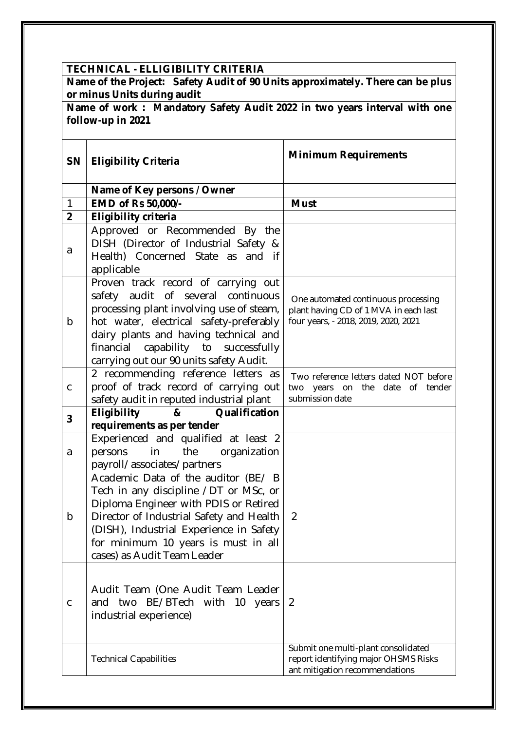| | | |
|---|---|---|
| **TECHNICAL - ELLIGIBILITY CRITERIA** | | |
| **Name of the Project: Safety Audit of 90 Units approximately. There can be plus or minus Units during audit** | | |
| **Name of work : Mandatory Safety Audit 2022 in two years interval with one follow-up in 2021** | | |
| **SN** | **Eligibility Criteria** | **Minimum Requirements** |
| | **Name of Key persons / Owner** | |
| 1 | **EMD of Rs 50,000/-** | **Must** |
| **2** | **Eligibility criteria** | |
| a | Approved or Recommended By the DISH (Director of Industrial Safety & Health) Concerned State as and if applicable | |
| b | Proven track record of carrying out safety audit of several continuous processing plant involving use of steam, hot water, electrical safety-preferably dairy plants and having technical and financial capability to successfully carrying out our 90 units safety Audit. | One automated continuous processing plant having CD of 1 MVA in each last four years, - 2018, 2019, 2020, 2021 |
| c | 2 recommending reference letters as proof of track record of carrying out safety audit in reputed industrial plant | Two reference letters dated NOT before two years on the date of tender submission date |
| **3** | **Eligibility & Qualification requirements as per tender** | |
| a | Experienced and qualified at least 2 persons in the organization payroll/associates/partners | |
| b | Academic Data of the auditor (BE/ B Tech in any discipline / DT or MSc, or Diploma Engineer with PDIS or Retired Director of Industrial Safety and Health (DISH), Industrial Experience in Safety for minimum 10 years is must in all cases) as Audit Team Leader | 2 |
| c | Audit Team (One Audit Team Leader and two BE/BTech with 10 years industrial experience) | 2 |
| | Technical Capabilities | Submit one multi-plant consolidated report identifying major OHSMS Risks ant mitigation recommendations |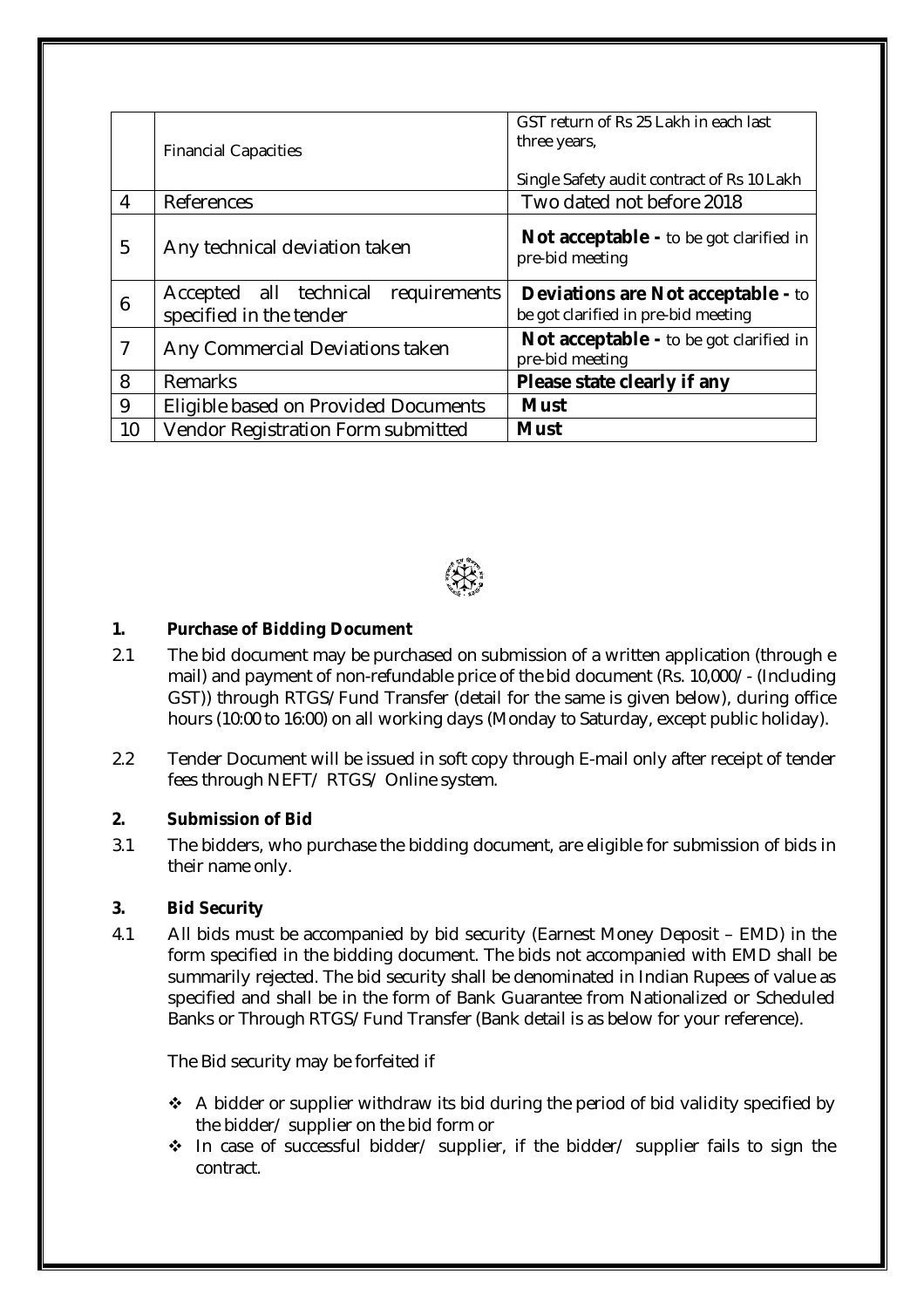|  |  |  |
|---|---|---|
|  | Financial Capacities | GST return of Rs 25 Lakh in each last three years,<br><br>Single Safety audit contract of Rs 10 Lakh |
| 4 | References | Two dated not before 2018 |
| 5 | Any technical deviation taken | **Not acceptable -** to be got clarified in pre-bid meeting |
| 6 | Accepted all technical requirements specified in the tender | **Deviations are Not acceptable -** to be got clarified in pre-bid meeting |
| 7 | Any Commercial Deviations taken | **Not acceptable -** to be got clarified in pre-bid meeting |
| 8 | Remarks | **Please state clearly if any** |
| 9 | Eligible based on Provided Documents | **Must** |
| 10 | Vendor Registration Form submitted | **Must** |

**1. Purchase of Bidding Document**

2.1 The bid document may be purchased on submission of a written application (through e mail) and payment of non-refundable price of the bid document (Rs. 10,000/- (Including GST)) through RTGS/Fund Transfer (detail for the same is given below), during office hours (10:00 to 16:00) on all working days (Monday to Saturday, except public holiday).

2.2 Tender Document will be issued in soft copy through E-mail only after receipt of tender fees through NEFT/ RTGS/ Online system.

**2. Submission of Bid**

3.1 The bidders, who purchase the bidding document, are eligible for submission of bids in their name only.

**3. Bid Security**

4.1 All bids must be accompanied by bid security (Earnest Money Deposit – EMD) in the form specified in the bidding document. The bids not accompanied with EMD shall be summarily rejected. The bid security shall be denominated in Indian Rupees of value as specified and shall be in the form of Bank Guarantee from Nationalized or Scheduled Banks or Through RTGS/Fund Transfer (Bank detail is as below for your reference).

The Bid security may be forfeited if

- A bidder or supplier withdraw its bid during the period of bid validity specified by the bidder/ supplier on the bid form or
- In case of successful bidder/ supplier, if the bidder/ supplier fails to sign the contract.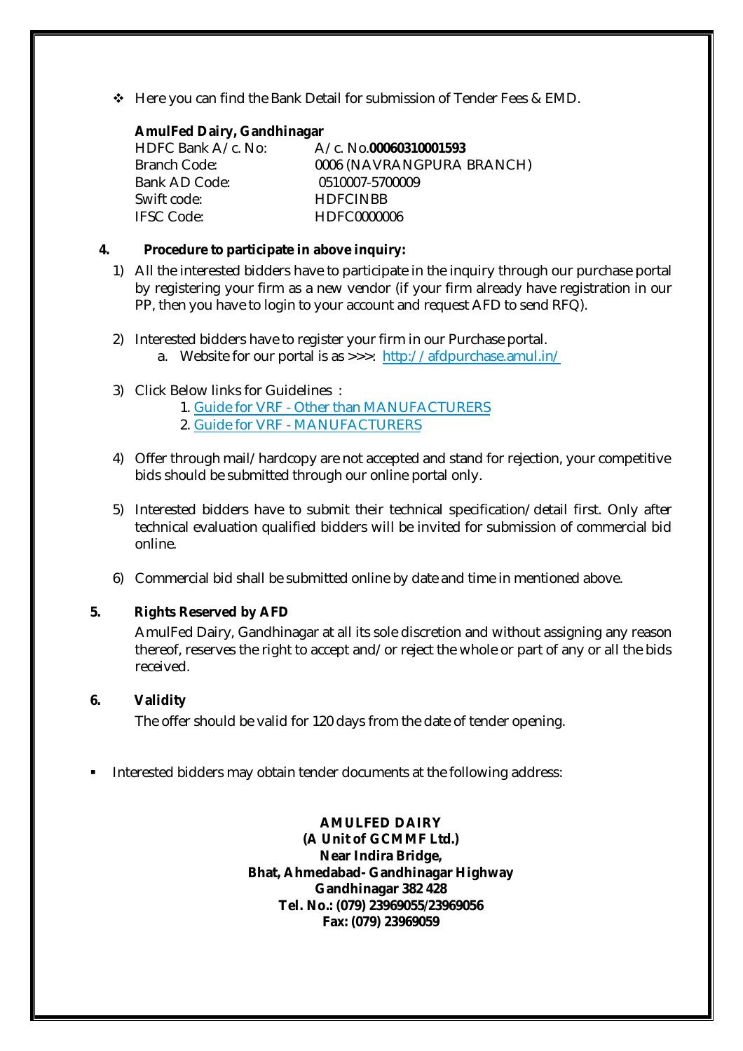❖ Here you can find the Bank Detail for submission of Tender Fees & EMD.

**AmulFed Dairy, Gandhinagar**

| | |
|---|---|
| HDFC Bank A/c. No: | A/c. No.**00060310001593** |
| Branch Code: | 0006 (NAVRANGPURA BRANCH) |
| Bank AD Code: | 0510007-5700009 |
| Swift code: | HDFCINBB |
| IFSC Code: | HDFC0000006 |

**4. Procedure to participate in above inquiry:**

1) All the interested bidders have to participate in the inquiry through our purchase portal by registering your firm as a new vendor (if your firm already have registration in our PP, then you have to login to your account and request AFD to send RFQ).

2) Interested bidders have to register your firm in our Purchase portal.
   a. Website for our portal is as >>>: http://afdpurchase.amul.in/

3) Click Below links for Guidelines :
   1. Guide for VRF - Other than MANUFACTURERS
   2. Guide for VRF - MANUFACTURERS

4) Offer through mail/hardcopy are not accepted and stand for rejection, your competitive bids should be submitted through our online portal only.

5) Interested bidders have to submit their technical specification/detail first. Only after technical evaluation qualified bidders will be invited for submission of commercial bid online.

6) Commercial bid shall be submitted online by date and time in mentioned above.

**5. Rights Reserved by AFD**

AmulFed Dairy, Gandhinagar at all its sole discretion and without assigning any reason thereof, reserves the right to accept and/or reject the whole or part of any or all the bids received.

**6. Validity**

The offer should be valid for 120 days from the date of tender opening.

- Interested bidders may obtain tender documents at the following address:

**AMULFED DAIRY**
**(A Unit of GCMMF Ltd.)**
**Near Indira Bridge,**
**Bhat, Ahmedabad- Gandhinagar Highway**
**Gandhinagar 382 428**
**Tel. No.: (079) 23969055/23969056**
**Fax: (079) 23969059**